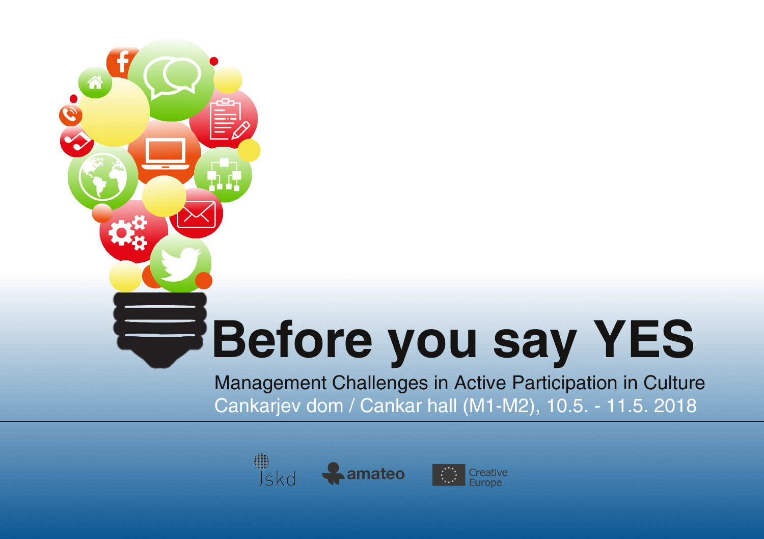# Before you say YES

Management Challenges in Active Participation in Culture

Cankarjev dom / Cankar hall (M1-M2), 10.5. - 11.5. 2018

Jskd amateo Creative Europe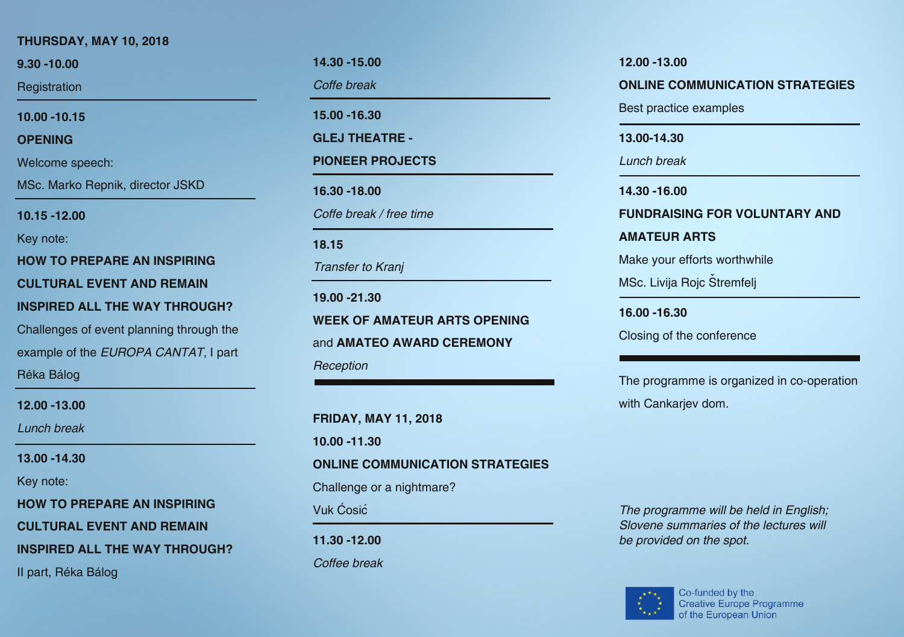**THURSDAY, MAY 10, 2018**

**9.30 -10.00**

Registration

---

**10.00 -10.15**

**OPENING**

Welcome speech:

MSc. Marko Repnik, director JSKD

---

**10.15 -12.00**

Key note:

**HOW TO PREPARE AN INSPIRING CULTURAL EVENT AND REMAIN INSPIRED ALL THE WAY THROUGH?**

Challenges of event planning through the example of the *EUROPA CANTAT*, I part

Réka Bálog

---

**12.00 -13.00**

*Lunch break*

---

**13.00 -14.30**

Key note:

**HOW TO PREPARE AN INSPIRING CULTURAL EVENT AND REMAIN INSPIRED ALL THE WAY THROUGH?**

II part, Réka Bálog

**14.30 -15.00**

*Coffe break*

---

**15.00 -16.30**

**GLEJ THEATRE - PIONEER PROJECTS**

---

**16.30 -18.00**

*Coffe break / free time*

---

**18.15**

*Transfer to Kranj*

---

**19.00 -21.30**

**WEEK OF AMATEUR ARTS OPENING** and **AMATEO AWARD CEREMONY**

*Reception*

---

**FRIDAY, MAY 11, 2018**

**10.00 -11.30**

**ONLINE COMMUNICATION STRATEGIES**

Challenge or a nightmare?

Vuk Ćosić

---

**11.30 -12.00**

*Coffee break*

**12.00 -13.00**

**ONLINE COMMUNICATION STRATEGIES**

Best practice examples

---

**13.00-14.30**

*Lunch break*

---

**14.30 -16.00**

**FUNDRAISING FOR VOLUNTARY AND AMATEUR ARTS**

Make your efforts worthwhile

MSc. Livija Rojc Štremfelj

---

**16.00 -16.30**

Closing of the conference

---

The programme is organized in co-operation with Cankarjev dom.

*The programme will be held in English; Slovene summaries of the lectures will be provided on the spot.*

Co-funded by the Creative Europe Programme of the European Union